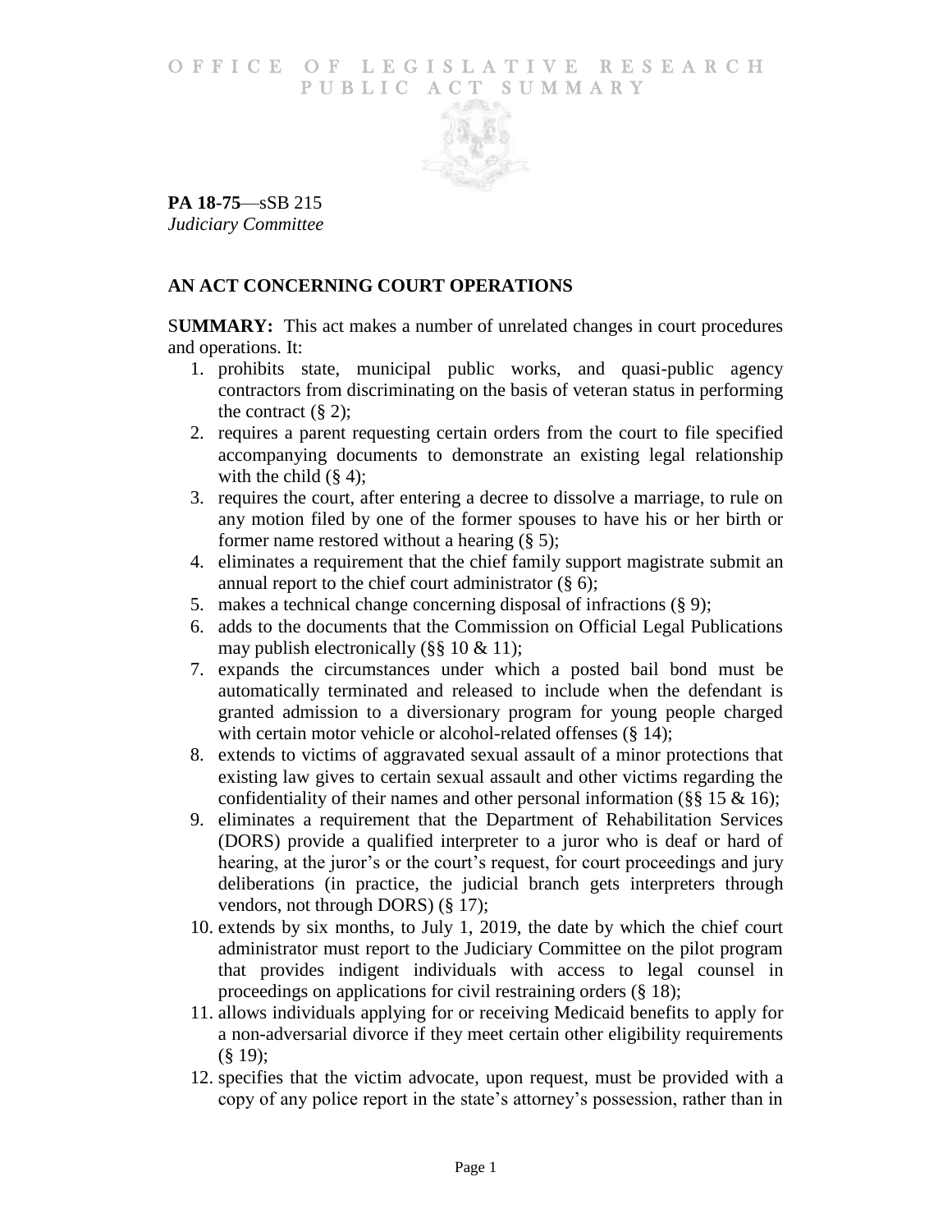# OFFICE OF LEGISLATIVE RESEARCH PUBLIC ACT SUMMARY

**PA 18-75**—sSB 215
*Judiciary Committee*

## AN ACT CONCERNING COURT OPERATIONS

**SUMMARY:** This act makes a number of unrelated changes in court procedures and operations. It:

1. prohibits state, municipal public works, and quasi-public agency contractors from discriminating on the basis of veteran status in performing the contract (§ 2);
2. requires a parent requesting certain orders from the court to file specified accompanying documents to demonstrate an existing legal relationship with the child (§ 4);
3. requires the court, after entering a decree to dissolve a marriage, to rule on any motion filed by one of the former spouses to have his or her birth or former name restored without a hearing (§ 5);
4. eliminates a requirement that the chief family support magistrate submit an annual report to the chief court administrator (§ 6);
5. makes a technical change concerning disposal of infractions (§ 9);
6. adds to the documents that the Commission on Official Legal Publications may publish electronically (§§ 10 & 11);
7. expands the circumstances under which a posted bail bond must be automatically terminated and released to include when the defendant is granted admission to a diversionary program for young people charged with certain motor vehicle or alcohol-related offenses (§ 14);
8. extends to victims of aggravated sexual assault of a minor protections that existing law gives to certain sexual assault and other victims regarding the confidentiality of their names and other personal information (§§ 15 & 16);
9. eliminates a requirement that the Department of Rehabilitation Services (DORS) provide a qualified interpreter to a juror who is deaf or hard of hearing, at the juror's or the court's request, for court proceedings and jury deliberations (in practice, the judicial branch gets interpreters through vendors, not through DORS) (§ 17);
10. extends by six months, to July 1, 2019, the date by which the chief court administrator must report to the Judiciary Committee on the pilot program that provides indigent individuals with access to legal counsel in proceedings on applications for civil restraining orders (§ 18);
11. allows individuals applying for or receiving Medicaid benefits to apply for a non-adversarial divorce if they meet certain other eligibility requirements (§ 19);
12. specifies that the victim advocate, upon request, must be provided with a copy of any police report in the state's attorney's possession, rather than in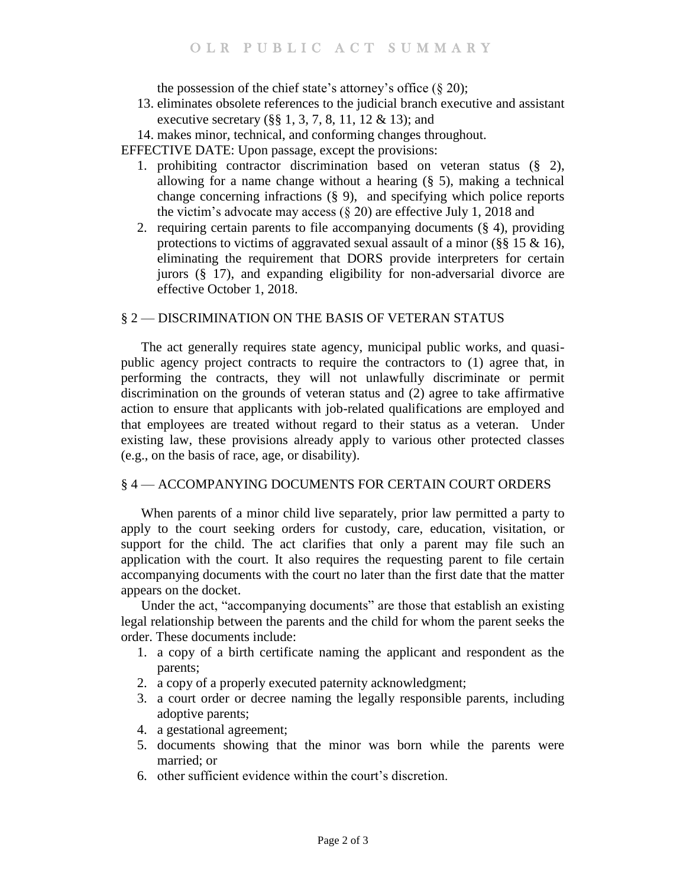the possession of the chief state's attorney's office (§ 20);

13. eliminates obsolete references to the judicial branch executive and assistant executive secretary (§§ 1, 3, 7, 8, 11, 12 & 13); and
14. makes minor, technical, and conforming changes throughout.

EFFECTIVE DATE: Upon passage, except the provisions:

1. prohibiting contractor discrimination based on veteran status (§ 2), allowing for a name change without a hearing (§ 5), making a technical change concerning infractions (§ 9), and specifying which police reports the victim's advocate may access (§ 20) are effective July 1, 2018 and
2. requiring certain parents to file accompanying documents (§ 4), providing protections to victims of aggravated sexual assault of a minor (§§ 15 & 16), eliminating the requirement that DORS provide interpreters for certain jurors (§ 17), and expanding eligibility for non-adversarial divorce are effective October 1, 2018.

## § 2 — DISCRIMINATION ON THE BASIS OF VETERAN STATUS

The act generally requires state agency, municipal public works, and quasi-public agency project contracts to require the contractors to (1) agree that, in performing the contracts, they will not unlawfully discriminate or permit discrimination on the grounds of veteran status and (2) agree to take affirmative action to ensure that applicants with job-related qualifications are employed and that employees are treated without regard to their status as a veteran. Under existing law, these provisions already apply to various other protected classes (e.g., on the basis of race, age, or disability).

## § 4 — ACCOMPANYING DOCUMENTS FOR CERTAIN COURT ORDERS

When parents of a minor child live separately, prior law permitted a party to apply to the court seeking orders for custody, care, education, visitation, or support for the child. The act clarifies that only a parent may file such an application with the court. It also requires the requesting parent to file certain accompanying documents with the court no later than the first date that the matter appears on the docket.

Under the act, "accompanying documents" are those that establish an existing legal relationship between the parents and the child for whom the parent seeks the order. These documents include:

1. a copy of a birth certificate naming the applicant and respondent as the parents;
2. a copy of a properly executed paternity acknowledgment;
3. a court order or decree naming the legally responsible parents, including adoptive parents;
4. a gestational agreement;
5. documents showing that the minor was born while the parents were married; or
6. other sufficient evidence within the court's discretion.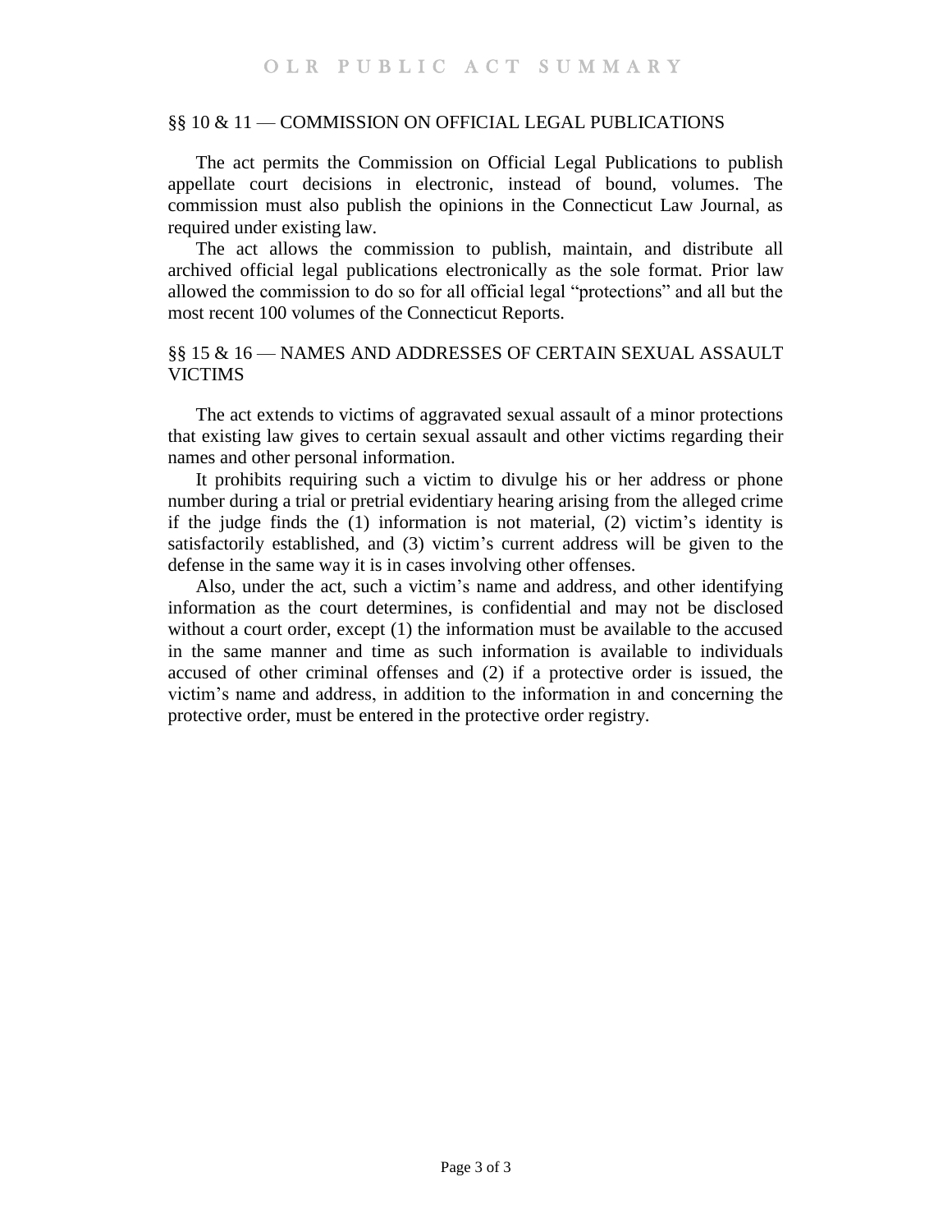## §§ 10 & 11 — COMMISSION ON OFFICIAL LEGAL PUBLICATIONS

The act permits the Commission on Official Legal Publications to publish appellate court decisions in electronic, instead of bound, volumes. The commission must also publish the opinions in the Connecticut Law Journal, as required under existing law.

The act allows the commission to publish, maintain, and distribute all archived official legal publications electronically as the sole format. Prior law allowed the commission to do so for all official legal "protections" and all but the most recent 100 volumes of the Connecticut Reports.

## §§ 15 & 16 — NAMES AND ADDRESSES OF CERTAIN SEXUAL ASSAULT VICTIMS

The act extends to victims of aggravated sexual assault of a minor protections that existing law gives to certain sexual assault and other victims regarding their names and other personal information.

It prohibits requiring such a victim to divulge his or her address or phone number during a trial or pretrial evidentiary hearing arising from the alleged crime if the judge finds the (1) information is not material, (2) victim's identity is satisfactorily established, and (3) victim's current address will be given to the defense in the same way it is in cases involving other offenses.

Also, under the act, such a victim's name and address, and other identifying information as the court determines, is confidential and may not be disclosed without a court order, except (1) the information must be available to the accused in the same manner and time as such information is available to individuals accused of other criminal offenses and (2) if a protective order is issued, the victim's name and address, in addition to the information in and concerning the protective order, must be entered in the protective order registry.